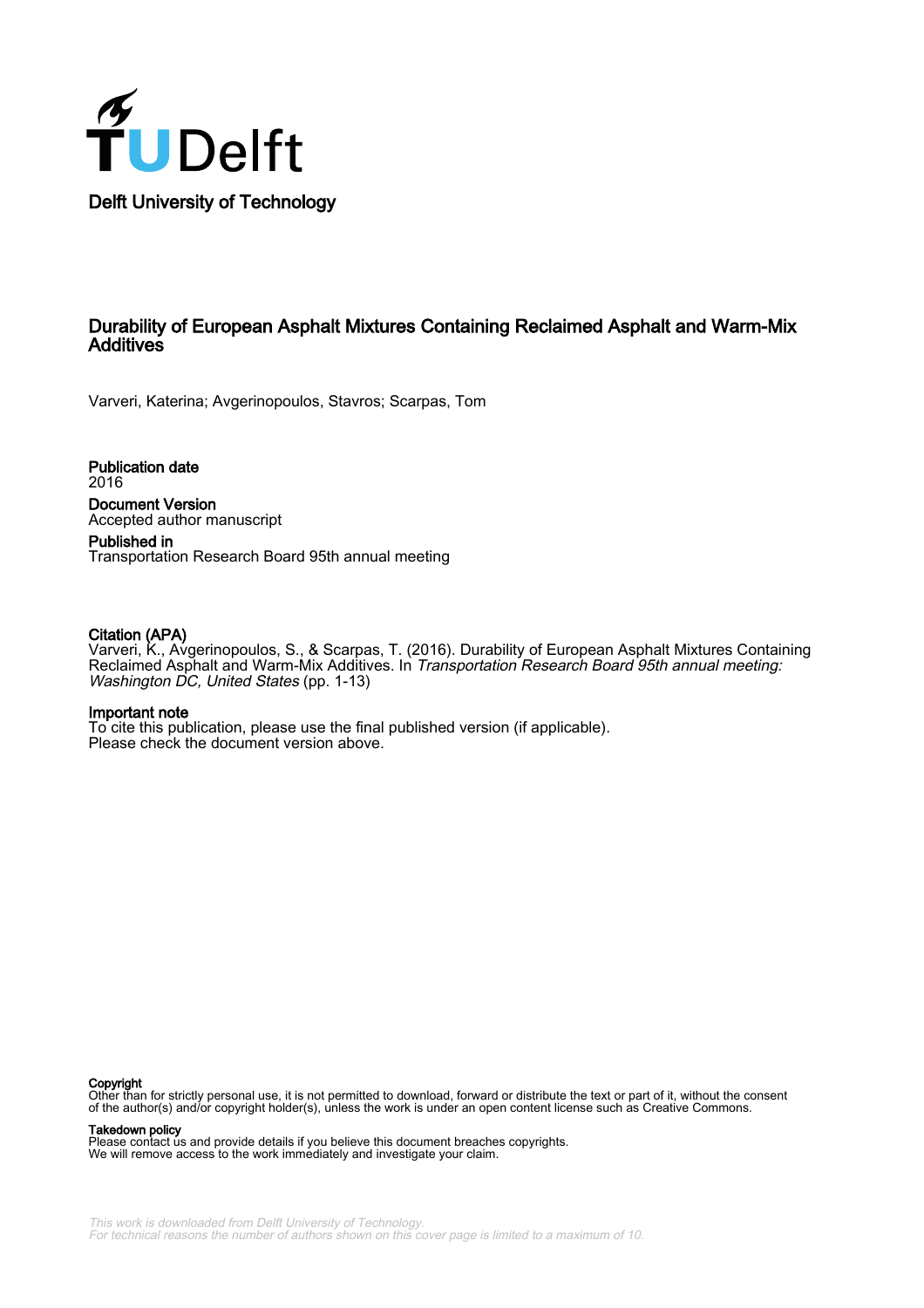Delft University of Technology

# Durability of European Asphalt Mixtures Containing Reclaimed Asphalt and Warm-Mix Additives

Varveri, Katerina; Avgerinopoulos, Stavros; Scarpas, Tom

**Publication date**
2016

**Document Version**
Accepted author manuscript

**Published in**
Transportation Research Board 95th annual meeting

**Citation (APA)**
Varveri, K., Avgerinopoulos, S., & Scarpas, T. (2016). Durability of European Asphalt Mixtures Containing Reclaimed Asphalt and Warm-Mix Additives. In *Transportation Research Board 95th annual meeting: Washington DC, United States* (pp. 1-13)

**Important note**
To cite this publication, please use the final published version (if applicable).
Please check the document version above.

**Copyright**
Other than for strictly personal use, it is not permitted to download, forward or distribute the text or part of it, without the consent of the author(s) and/or copyright holder(s), unless the work is under an open content license such as Creative Commons.

**Takedown policy**
Please contact us and provide details if you believe this document breaches copyrights.
We will remove access to the work immediately and investigate your claim.

*This work is downloaded from Delft University of Technology.*
*For technical reasons the number of authors shown on this cover page is limited to a maximum of 10.*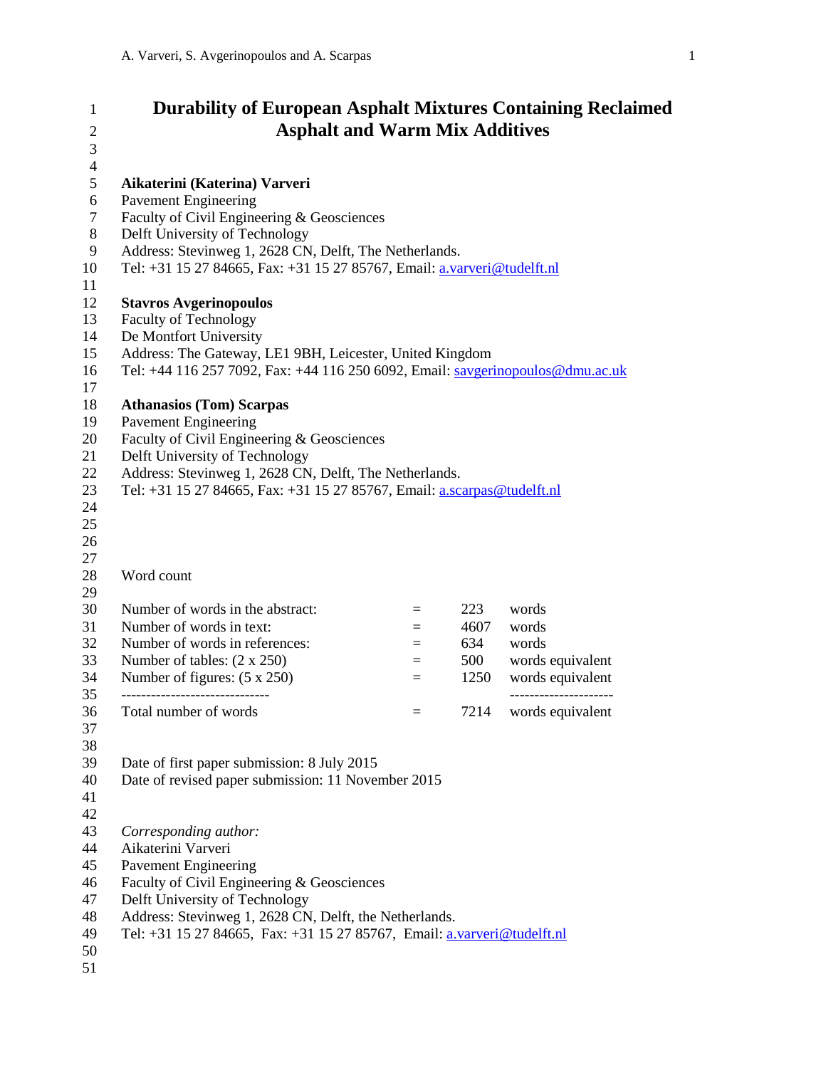# Durability of European Asphalt Mixtures Containing Reclaimed Asphalt and Warm Mix Additives

**Aikaterini (Katerina) Varveri**
Pavement Engineering
Faculty of Civil Engineering & Geosciences
Delft University of Technology
Address: Stevinweg 1, 2628 CN, Delft, The Netherlands.
Tel: +31 15 27 84665, Fax: +31 15 27 85767, Email: a.varveri@tudelft.nl

**Stavros Avgerinopoulos**
Faculty of Technology
De Montfort University
Address: The Gateway, LE1 9BH, Leicester, United Kingdom
Tel: +44 116 257 7092, Fax: +44 116 250 6092, Email: savgerinopoulos@dmu.ac.uk

**Athanasios (Tom) Scarpas**
Pavement Engineering
Faculty of Civil Engineering & Geosciences
Delft University of Technology
Address: Stevinweg 1, 2628 CN, Delft, The Netherlands.
Tel: +31 15 27 84665, Fax: +31 15 27 85767, Email: a.scarpas@tudelft.nl

Word count

| | | | |
|---|---|---|---|
| Number of words in the abstract: | = | 223 | words |
| Number of words in text: | = | 4607 | words |
| Number of words in references: | = | 634 | words |
| Number of tables: (2 x 250) | = | 500 | words equivalent |
| Number of figures: (5 x 250) | = | 1250 | words equivalent |
| ----------------------------- | | | -------------------- |
| Total number of words | = | 7214 | words equivalent |

Date of first paper submission: 8 July 2015
Date of revised paper submission: 11 November 2015

*Corresponding author:*
Aikaterini Varveri
Pavement Engineering
Faculty of Civil Engineering & Geosciences
Delft University of Technology
Address: Stevinweg 1, 2628 CN, Delft, the Netherlands.
Tel: +31 15 27 84665, Fax: +31 15 27 85767, Email: a.varveri@tudelft.nl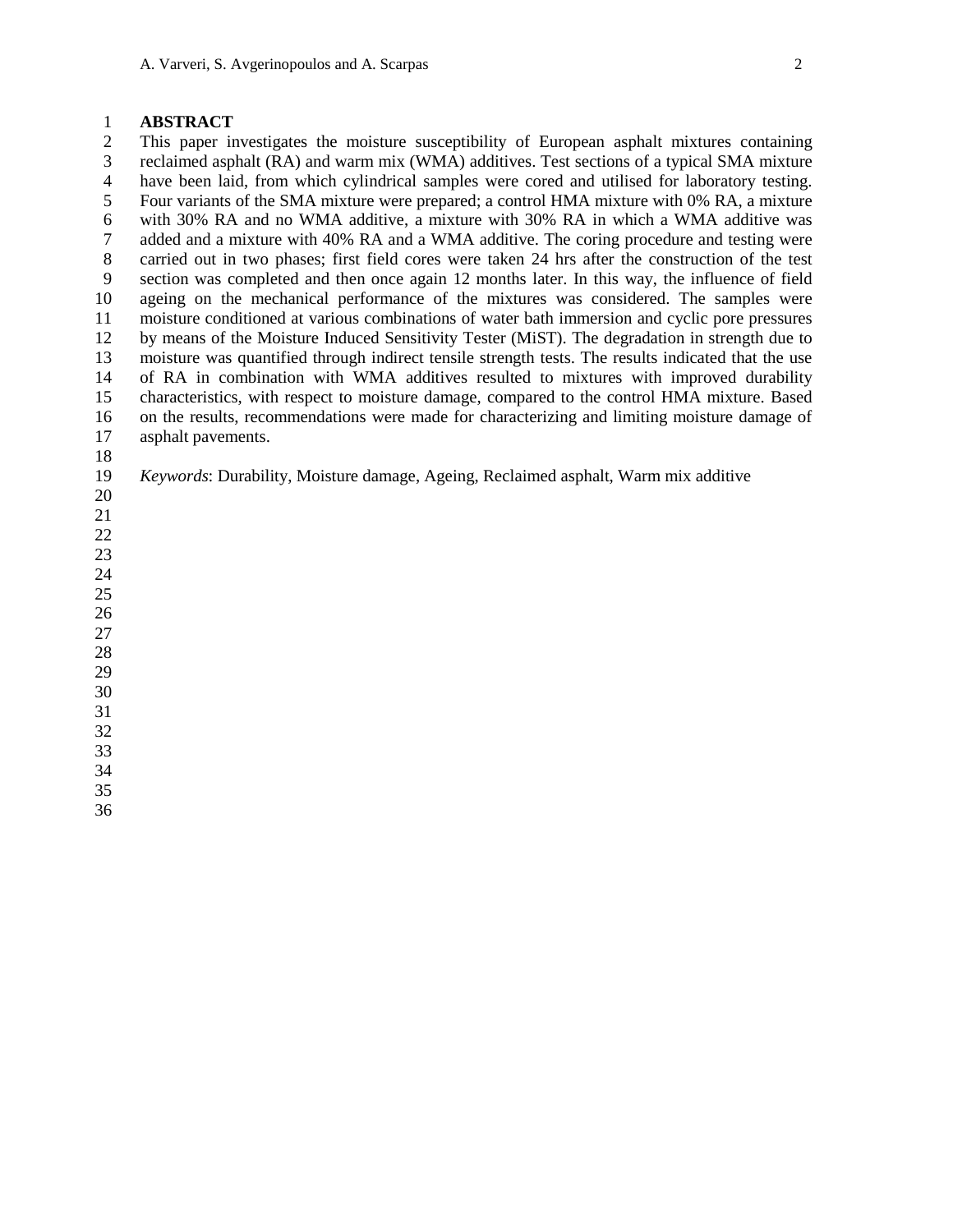## ABSTRACT

This paper investigates the moisture susceptibility of European asphalt mixtures containing reclaimed asphalt (RA) and warm mix (WMA) additives. Test sections of a typical SMA mixture have been laid, from which cylindrical samples were cored and utilised for laboratory testing. Four variants of the SMA mixture were prepared; a control HMA mixture with 0% RA, a mixture with 30% RA and no WMA additive, a mixture with 30% RA in which a WMA additive was added and a mixture with 40% RA and a WMA additive. The coring procedure and testing were carried out in two phases; first field cores were taken 24 hrs after the construction of the test section was completed and then once again 12 months later. In this way, the influence of field ageing on the mechanical performance of the mixtures was considered. The samples were moisture conditioned at various combinations of water bath immersion and cyclic pore pressures by means of the Moisture Induced Sensitivity Tester (MiST). The degradation in strength due to moisture was quantified through indirect tensile strength tests. The results indicated that the use of RA in combination with WMA additives resulted to mixtures with improved durability characteristics, with respect to moisture damage, compared to the control HMA mixture. Based on the results, recommendations were made for characterizing and limiting moisture damage of asphalt pavements.

*Keywords*: Durability, Moisture damage, Ageing, Reclaimed asphalt, Warm mix additive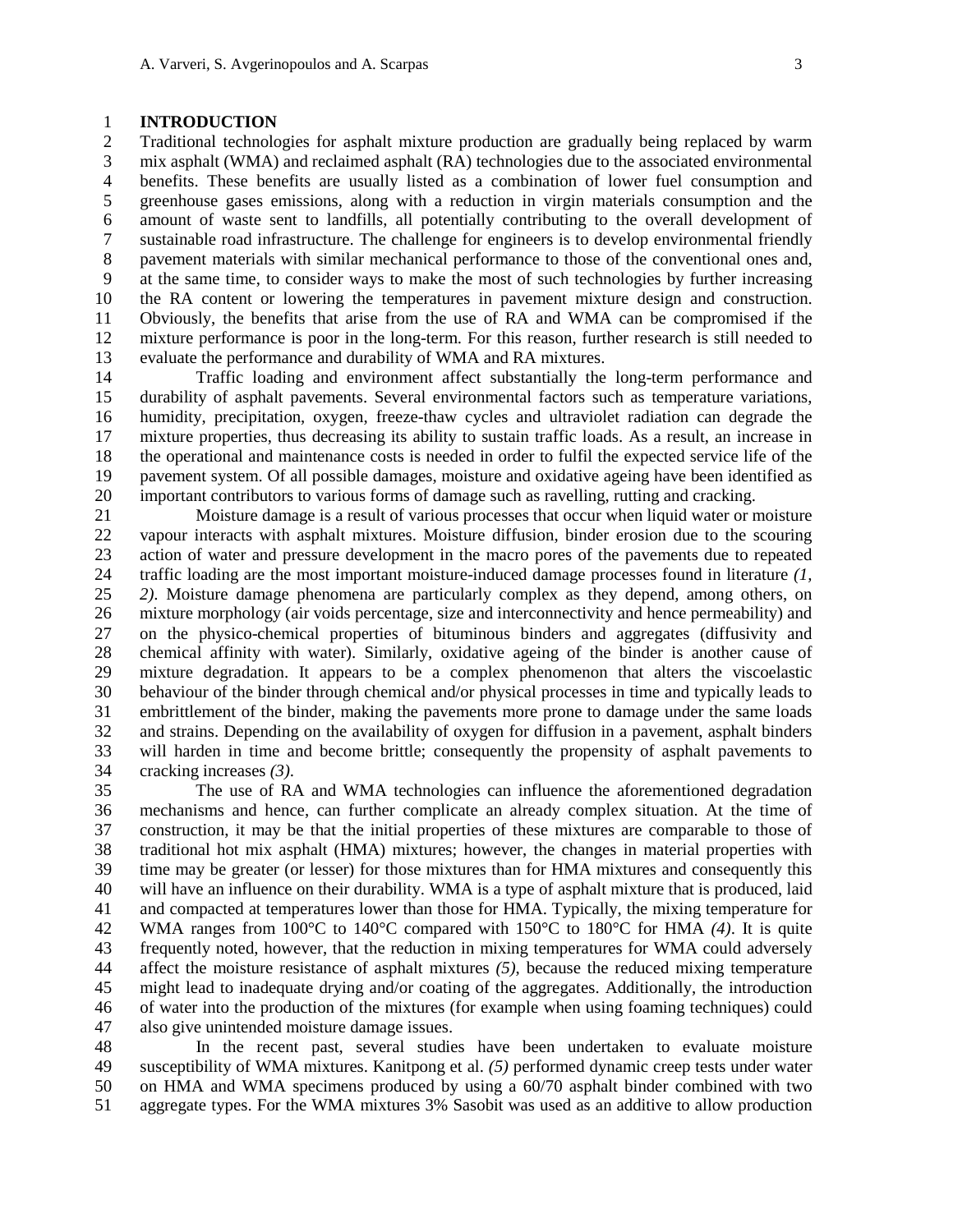## INTRODUCTION

Traditional technologies for asphalt mixture production are gradually being replaced by warm mix asphalt (WMA) and reclaimed asphalt (RA) technologies due to the associated environmental benefits. These benefits are usually listed as a combination of lower fuel consumption and greenhouse gases emissions, along with a reduction in virgin materials consumption and the amount of waste sent to landfills, all potentially contributing to the overall development of sustainable road infrastructure. The challenge for engineers is to develop environmental friendly pavement materials with similar mechanical performance to those of the conventional ones and, at the same time, to consider ways to make the most of such technologies by further increasing the RA content or lowering the temperatures in pavement mixture design and construction. Obviously, the benefits that arise from the use of RA and WMA can be compromised if the mixture performance is poor in the long-term. For this reason, further research is still needed to evaluate the performance and durability of WMA and RA mixtures.

Traffic loading and environment affect substantially the long-term performance and durability of asphalt pavements. Several environmental factors such as temperature variations, humidity, precipitation, oxygen, freeze-thaw cycles and ultraviolet radiation can degrade the mixture properties, thus decreasing its ability to sustain traffic loads. As a result, an increase in the operational and maintenance costs is needed in order to fulfil the expected service life of the pavement system. Of all possible damages, moisture and oxidative ageing have been identified as important contributors to various forms of damage such as ravelling, rutting and cracking.

Moisture damage is a result of various processes that occur when liquid water or moisture vapour interacts with asphalt mixtures. Moisture diffusion, binder erosion due to the scouring action of water and pressure development in the macro pores of the pavements due to repeated traffic loading are the most important moisture-induced damage processes found in literature *(1, 2)*. Moisture damage phenomena are particularly complex as they depend, among others, on mixture morphology (air voids percentage, size and interconnectivity and hence permeability) and on the physico-chemical properties of bituminous binders and aggregates (diffusivity and chemical affinity with water). Similarly, oxidative ageing of the binder is another cause of mixture degradation. It appears to be a complex phenomenon that alters the viscoelastic behaviour of the binder through chemical and/or physical processes in time and typically leads to embrittlement of the binder, making the pavements more prone to damage under the same loads and strains. Depending on the availability of oxygen for diffusion in a pavement, asphalt binders will harden in time and become brittle; consequently the propensity of asphalt pavements to cracking increases *(3)*.

The use of RA and WMA technologies can influence the aforementioned degradation mechanisms and hence, can further complicate an already complex situation. At the time of construction, it may be that the initial properties of these mixtures are comparable to those of traditional hot mix asphalt (HMA) mixtures; however, the changes in material properties with time may be greater (or lesser) for those mixtures than for HMA mixtures and consequently this will have an influence on their durability. WMA is a type of asphalt mixture that is produced, laid and compacted at temperatures lower than those for HMA. Typically, the mixing temperature for WMA ranges from 100°C to 140°C compared with 150°C to 180°C for HMA *(4)*. It is quite frequently noted, however, that the reduction in mixing temperatures for WMA could adversely affect the moisture resistance of asphalt mixtures *(5)*, because the reduced mixing temperature might lead to inadequate drying and/or coating of the aggregates. Additionally, the introduction of water into the production of the mixtures (for example when using foaming techniques) could also give unintended moisture damage issues.

In the recent past, several studies have been undertaken to evaluate moisture susceptibility of WMA mixtures. Kanitpong et al. *(5)* performed dynamic creep tests under water on HMA and WMA specimens produced by using a 60/70 asphalt binder combined with two aggregate types. For the WMA mixtures 3% Sasobit was used as an additive to allow production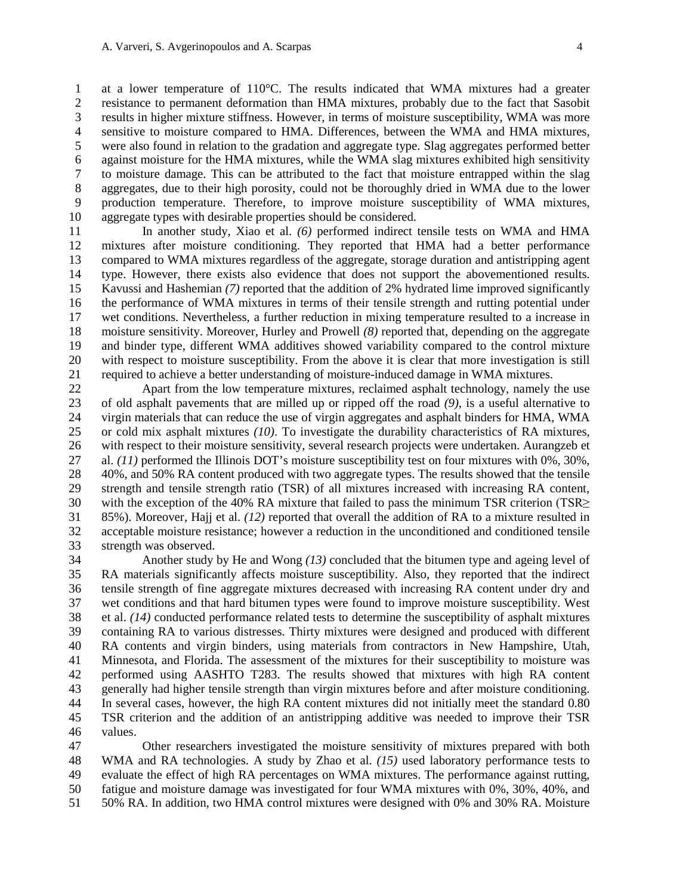at a lower temperature of 110°C. The results indicated that WMA mixtures had a greater resistance to permanent deformation than HMA mixtures, probably due to the fact that Sasobit results in higher mixture stiffness. However, in terms of moisture susceptibility, WMA was more sensitive to moisture compared to HMA. Differences, between the WMA and HMA mixtures, were also found in relation to the gradation and aggregate type. Slag aggregates performed better against moisture for the HMA mixtures, while the WMA slag mixtures exhibited high sensitivity to moisture damage. This can be attributed to the fact that moisture entrapped within the slag aggregates, due to their high porosity, could not be thoroughly dried in WMA due to the lower production temperature. Therefore, to improve moisture susceptibility of WMA mixtures, aggregate types with desirable properties should be considered.

In another study, Xiao et al. *(6)* performed indirect tensile tests on WMA and HMA mixtures after moisture conditioning. They reported that HMA had a better performance compared to WMA mixtures regardless of the aggregate, storage duration and antistripping agent type. However, there exists also evidence that does not support the abovementioned results. Kavussi and Hashemian *(7)* reported that the addition of 2% hydrated lime improved significantly the performance of WMA mixtures in terms of their tensile strength and rutting potential under wet conditions. Nevertheless, a further reduction in mixing temperature resulted to a increase in moisture sensitivity. Moreover, Hurley and Prowell *(8)* reported that, depending on the aggregate and binder type, different WMA additives showed variability compared to the control mixture with respect to moisture susceptibility. From the above it is clear that more investigation is still required to achieve a better understanding of moisture-induced damage in WMA mixtures.

Apart from the low temperature mixtures, reclaimed asphalt technology, namely the use of old asphalt pavements that are milled up or ripped off the road *(9)*, is a useful alternative to virgin materials that can reduce the use of virgin aggregates and asphalt binders for HMA, WMA or cold mix asphalt mixtures *(10)*. To investigate the durability characteristics of RA mixtures, with respect to their moisture sensitivity, several research projects were undertaken. Aurangzeb et al. *(11)* performed the Illinois DOT's moisture susceptibility test on four mixtures with 0%, 30%, 40%, and 50% RA content produced with two aggregate types. The results showed that the tensile strength and tensile strength ratio (TSR) of all mixtures increased with increasing RA content, with the exception of the 40% RA mixture that failed to pass the minimum TSR criterion (TSR≥ 85%). Moreover, Hajj et al. *(12)* reported that overall the addition of RA to a mixture resulted in acceptable moisture resistance; however a reduction in the unconditioned and conditioned tensile strength was observed.

Another study by He and Wong *(13)* concluded that the bitumen type and ageing level of RA materials significantly affects moisture susceptibility. Also, they reported that the indirect tensile strength of fine aggregate mixtures decreased with increasing RA content under dry and wet conditions and that hard bitumen types were found to improve moisture susceptibility. West et al. *(14)* conducted performance related tests to determine the susceptibility of asphalt mixtures containing RA to various distresses. Thirty mixtures were designed and produced with different RA contents and virgin binders, using materials from contractors in New Hampshire, Utah, Minnesota, and Florida. The assessment of the mixtures for their susceptibility to moisture was performed using AASHTO T283. The results showed that mixtures with high RA content generally had higher tensile strength than virgin mixtures before and after moisture conditioning. In several cases, however, the high RA content mixtures did not initially meet the standard 0.80 TSR criterion and the addition of an antistripping additive was needed to improve their TSR values.

Other researchers investigated the moisture sensitivity of mixtures prepared with both WMA and RA technologies. A study by Zhao et al. *(15)* used laboratory performance tests to evaluate the effect of high RA percentages on WMA mixtures. The performance against rutting, fatigue and moisture damage was investigated for four WMA mixtures with 0%, 30%, 40%, and 50% RA. In addition, two HMA control mixtures were designed with 0% and 30% RA. Moisture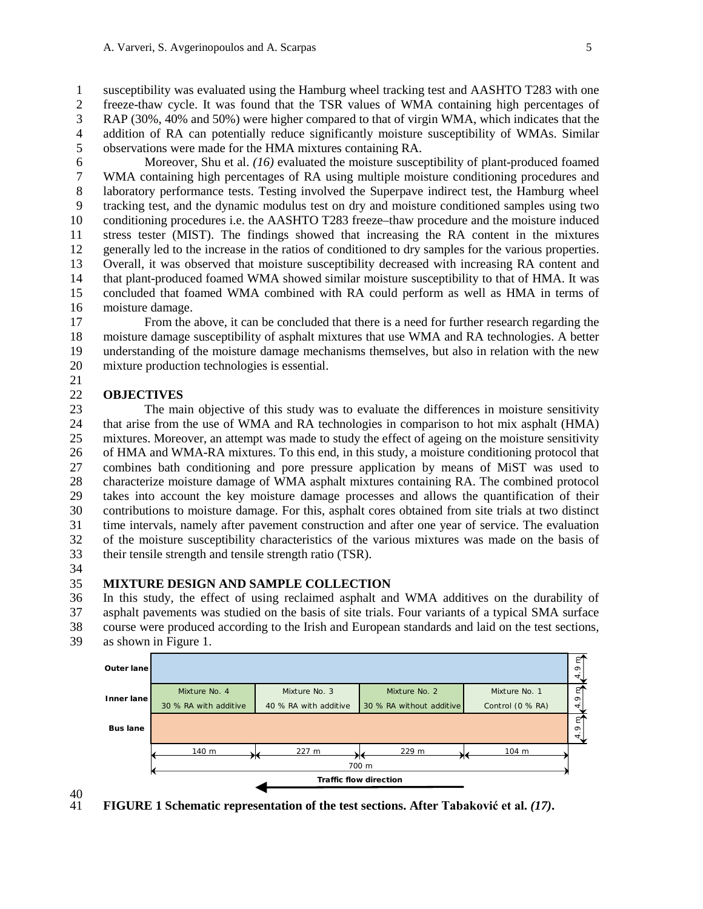susceptibility was evaluated using the Hamburg wheel tracking test and AASHTO T283 with one freeze-thaw cycle. It was found that the TSR values of WMA containing high percentages of RAP (30%, 40% and 50%) were higher compared to that of virgin WMA, which indicates that the addition of RA can potentially reduce significantly moisture susceptibility of WMAs. Similar observations were made for the HMA mixtures containing RA.

Moreover, Shu et al. *(16)* evaluated the moisture susceptibility of plant-produced foamed WMA containing high percentages of RA using multiple moisture conditioning procedures and laboratory performance tests. Testing involved the Superpave indirect test, the Hamburg wheel tracking test, and the dynamic modulus test on dry and moisture conditioned samples using two conditioning procedures i.e. the AASHTO T283 freeze–thaw procedure and the moisture induced stress tester (MIST). The findings showed that increasing the RA content in the mixtures generally led to the increase in the ratios of conditioned to dry samples for the various properties. Overall, it was observed that moisture susceptibility decreased with increasing RA content and that plant-produced foamed WMA showed similar moisture susceptibility to that of HMA. It was concluded that foamed WMA combined with RA could perform as well as HMA in terms of moisture damage.

From the above, it can be concluded that there is a need for further research regarding the moisture damage susceptibility of asphalt mixtures that use WMA and RA technologies. A better understanding of the moisture damage mechanisms themselves, but also in relation with the new mixture production technologies is essential.

## OBJECTIVES

The main objective of this study was to evaluate the differences in moisture sensitivity that arise from the use of WMA and RA technologies in comparison to hot mix asphalt (HMA) mixtures. Moreover, an attempt was made to study the effect of ageing on the moisture sensitivity of HMA and WMA-RA mixtures. To this end, in this study, a moisture conditioning protocol that combines bath conditioning and pore pressure application by means of MiST was used to characterize moisture damage of WMA asphalt mixtures containing RA. The combined protocol takes into account the key moisture damage processes and allows the quantification of their contributions to moisture damage. For this, asphalt cores obtained from site trials at two distinct time intervals, namely after pavement construction and after one year of service. The evaluation of the moisture susceptibility characteristics of the various mixtures was made on the basis of their tensile strength and tensile strength ratio (TSR).

## MIXTURE DESIGN AND SAMPLE COLLECTION

In this study, the effect of using reclaimed asphalt and WMA additives on the durability of asphalt pavements was studied on the basis of site trials. Four variants of a typical SMA surface course were produced according to the Irish and European standards and laid on the test sections, as shown in Figure 1.

| | | | | | |
|---|---|---|---|---|---|
| Outer lane | | | | | 4.9 m |
| Inner lane | Mixture No. 4<br>30 % RA with additive | Mixture No. 3<br>40 % RA with additive | Mixture No. 2<br>30 % RA without additive | Mixture No. 1<br>Control (0 % RA) | 4.9 m |
| Bus lane | | | | | 4.9 m |
| | 140 m | 227 m | 229 m | 104 m | |

700 m

Traffic flow direction

**FIGURE 1 Schematic representation of the test sections. After Tabaković et al. *(17)*.**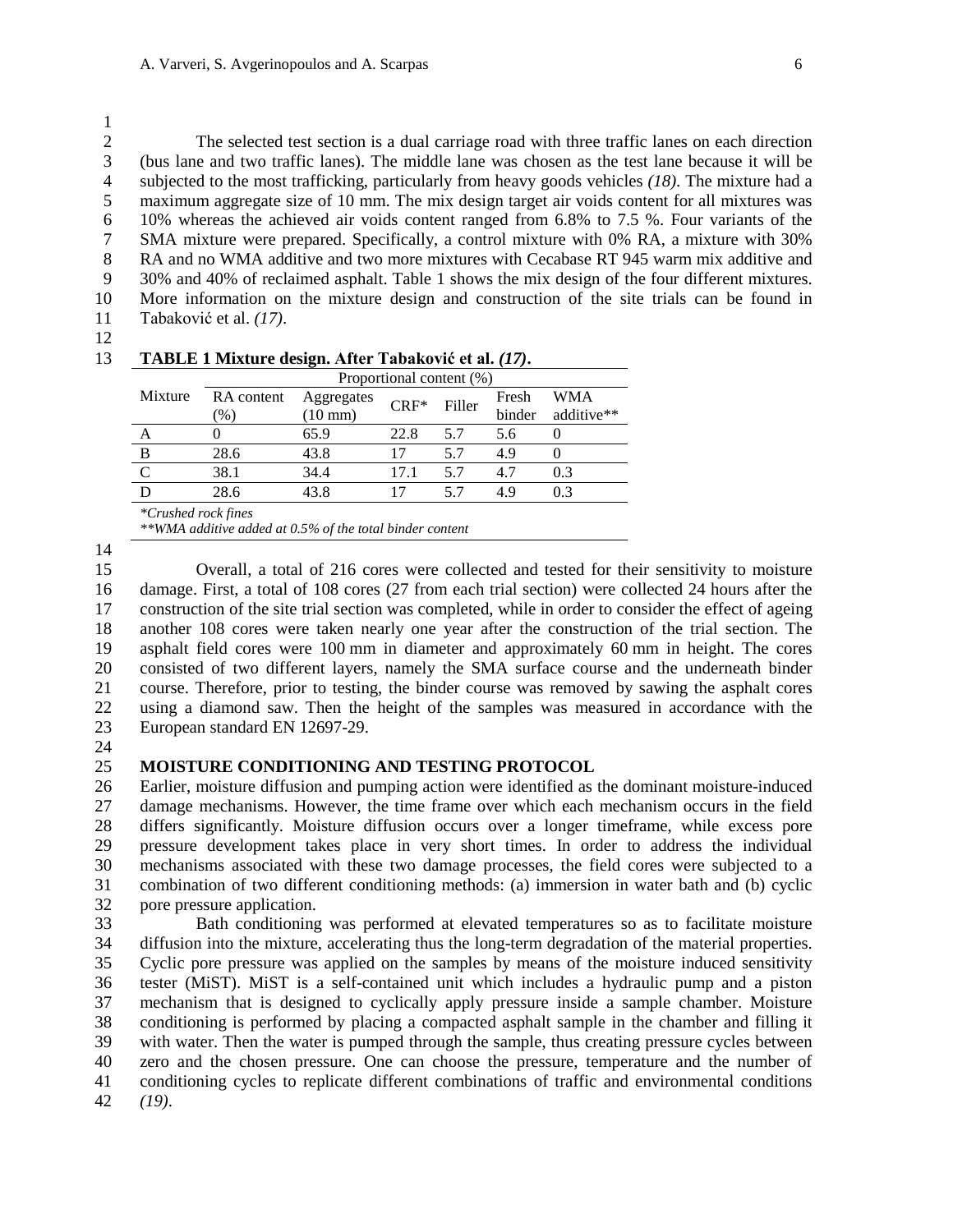The selected test section is a dual carriage road with three traffic lanes on each direction (bus lane and two traffic lanes). The middle lane was chosen as the test lane because it will be subjected to the most trafficking, particularly from heavy goods vehicles *(18)*. The mixture had a maximum aggregate size of 10 mm. The mix design target air voids content for all mixtures was 10% whereas the achieved air voids content ranged from 6.8% to 7.5 %. Four variants of the SMA mixture were prepared. Specifically, a control mixture with 0% RA, a mixture with 30% RA and no WMA additive and two more mixtures with Cecabase RT 945 warm mix additive and 30% and 40% of reclaimed asphalt. Table 1 shows the mix design of the four different mixtures. More information on the mixture design and construction of the site trials can be found in Tabaković et al. *(17)*.

**TABLE 1 Mixture design. After Tabaković et al. *(17)*.**

| Mixture | Proportional content (%) | | | | | |
|---|---|---|---|---|---|---|
| | RA content (%) | Aggregates (10 mm) | CRF* | Filler | Fresh binder | WMA additive** |
| A | 0 | 65.9 | 22.8 | 5.7 | 5.6 | 0 |
| B | 28.6 | 43.8 | 17 | 5.7 | 4.9 | 0 |
| C | 38.1 | 34.4 | 17.1 | 5.7 | 4.7 | 0.3 |
| D | 28.6 | 43.8 | 17 | 5.7 | 4.9 | 0.3 |

*\*Crushed rock fines*
*\*\*WMA additive added at 0.5% of the total binder content*

Overall, a total of 216 cores were collected and tested for their sensitivity to moisture damage. First, a total of 108 cores (27 from each trial section) were collected 24 hours after the construction of the site trial section was completed, while in order to consider the effect of ageing another 108 cores were taken nearly one year after the construction of the trial section. The asphalt field cores were 100 mm in diameter and approximately 60 mm in height. The cores consisted of two different layers, namely the SMA surface course and the underneath binder course. Therefore, prior to testing, the binder course was removed by sawing the asphalt cores using a diamond saw. Then the height of the samples was measured in accordance with the European standard EN 12697-29.

## MOISTURE CONDITIONING AND TESTING PROTOCOL

Earlier, moisture diffusion and pumping action were identified as the dominant moisture-induced damage mechanisms. However, the time frame over which each mechanism occurs in the field differs significantly. Moisture diffusion occurs over a longer timeframe, while excess pore pressure development takes place in very short times. In order to address the individual mechanisms associated with these two damage processes, the field cores were subjected to a combination of two different conditioning methods: (a) immersion in water bath and (b) cyclic pore pressure application.

Bath conditioning was performed at elevated temperatures so as to facilitate moisture diffusion into the mixture, accelerating thus the long-term degradation of the material properties. Cyclic pore pressure was applied on the samples by means of the moisture induced sensitivity tester (MiST). MiST is a self-contained unit which includes a hydraulic pump and a piston mechanism that is designed to cyclically apply pressure inside a sample chamber. Moisture conditioning is performed by placing a compacted asphalt sample in the chamber and filling it with water. Then the water is pumped through the sample, thus creating pressure cycles between zero and the chosen pressure. One can choose the pressure, temperature and the number of conditioning cycles to replicate different combinations of traffic and environmental conditions *(19)*.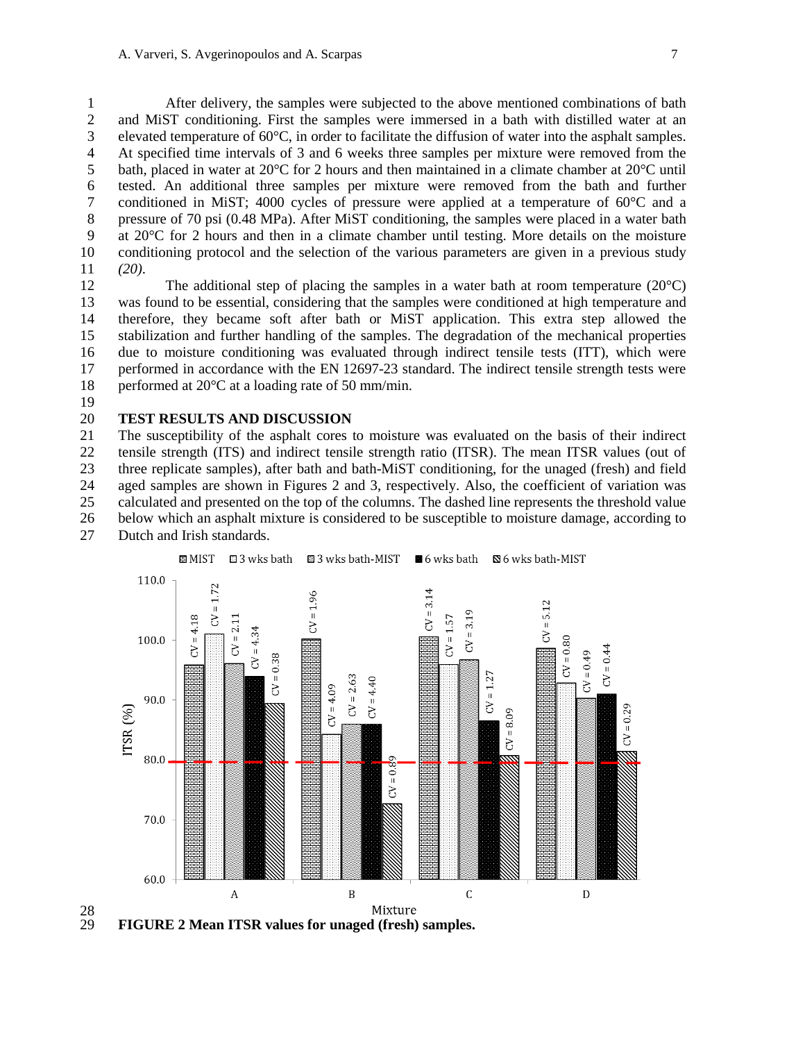After delivery, the samples were subjected to the above mentioned combinations of bath and MiST conditioning. First the samples were immersed in a bath with distilled water at an elevated temperature of 60°C, in order to facilitate the diffusion of water into the asphalt samples. At specified time intervals of 3 and 6 weeks three samples per mixture were removed from the bath, placed in water at 20°C for 2 hours and then maintained in a climate chamber at 20°C until tested. An additional three samples per mixture were removed from the bath and further conditioned in MiST; 4000 cycles of pressure were applied at a temperature of 60°C and a pressure of 70 psi (0.48 MPa). After MiST conditioning, the samples were placed in a water bath at 20°C for 2 hours and then in a climate chamber until testing. More details on the moisture conditioning protocol and the selection of the various parameters are given in a previous study *(20)*.

The additional step of placing the samples in a water bath at room temperature (20°C) was found to be essential, considering that the samples were conditioned at high temperature and therefore, they became soft after bath or MiST application. This extra step allowed the stabilization and further handling of the samples. The degradation of the mechanical properties due to moisture conditioning was evaluated through indirect tensile tests (ITT), which were performed in accordance with the EN 12697-23 standard. The indirect tensile strength tests were performed at 20°C at a loading rate of 50 mm/min.

## TEST RESULTS AND DISCUSSION

The susceptibility of the asphalt cores to moisture was evaluated on the basis of their indirect tensile strength (ITS) and indirect tensile strength ratio (ITSR). The mean ITSR values (out of three replicate samples), after bath and bath-MiST conditioning, for the unaged (fresh) and field aged samples are shown in Figures 2 and 3, respectively. Also, the coefficient of variation was calculated and presented on the top of the columns. The dashed line represents the threshold value below which an asphalt mixture is considered to be susceptible to moisture damage, according to Dutch and Irish standards.

**FIGURE 2 Mean ITSR values for unaged (fresh) samples.**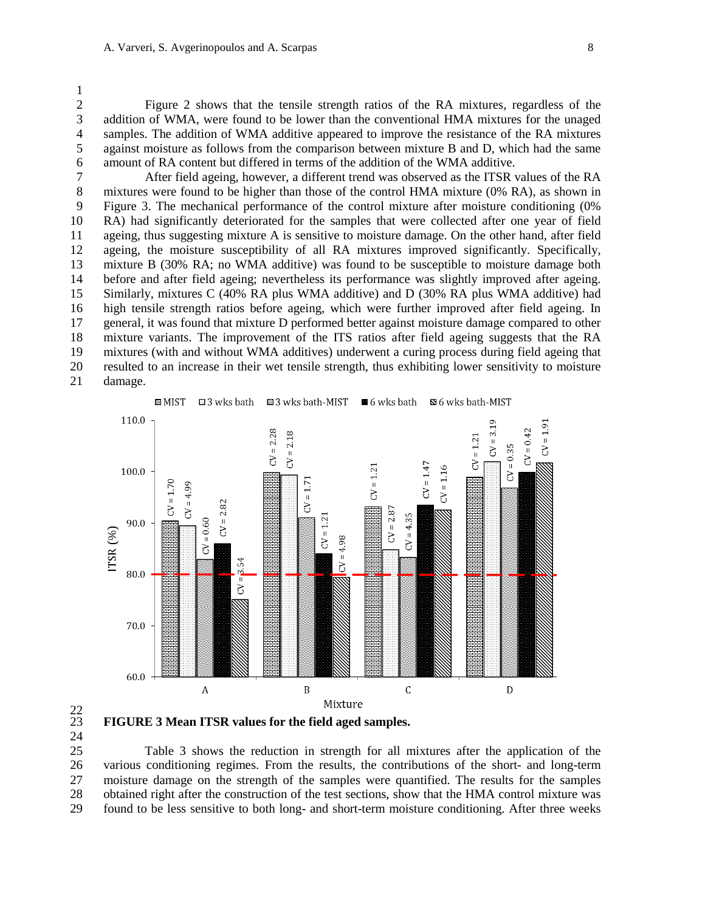Figure 2 shows that the tensile strength ratios of the RA mixtures, regardless of the addition of WMA, were found to be lower than the conventional HMA mixtures for the unaged samples. The addition of WMA additive appeared to improve the resistance of the RA mixtures against moisture as follows from the comparison between mixture B and D, which had the same amount of RA content but differed in terms of the addition of the WMA additive.

After field ageing, however, a different trend was observed as the ITSR values of the RA mixtures were found to be higher than those of the control HMA mixture (0% RA), as shown in Figure 3. The mechanical performance of the control mixture after moisture conditioning (0% RA) had significantly deteriorated for the samples that were collected after one year of field ageing, thus suggesting mixture A is sensitive to moisture damage. On the other hand, after field ageing, the moisture susceptibility of all RA mixtures improved significantly. Specifically, mixture B (30% RA; no WMA additive) was found to be susceptible to moisture damage both before and after field ageing; nevertheless its performance was slightly improved after ageing. Similarly, mixtures C (40% RA plus WMA additive) and D (30% RA plus WMA additive) had high tensile strength ratios before ageing, which were further improved after field ageing. In general, it was found that mixture D performed better against moisture damage compared to other mixture variants. The improvement of the ITS ratios after field ageing suggests that the RA mixtures (with and without WMA additives) underwent a curing process during field ageing that resulted to an increase in their wet tensile strength, thus exhibiting lower sensitivity to moisture damage.

**FIGURE 3 Mean ITSR values for the field aged samples.**

Table 3 shows the reduction in strength for all mixtures after the application of the various conditioning regimes. From the results, the contributions of the short- and long-term moisture damage on the strength of the samples were quantified. The results for the samples obtained right after the construction of the test sections, show that the HMA control mixture was found to be less sensitive to both long- and short-term moisture conditioning. After three weeks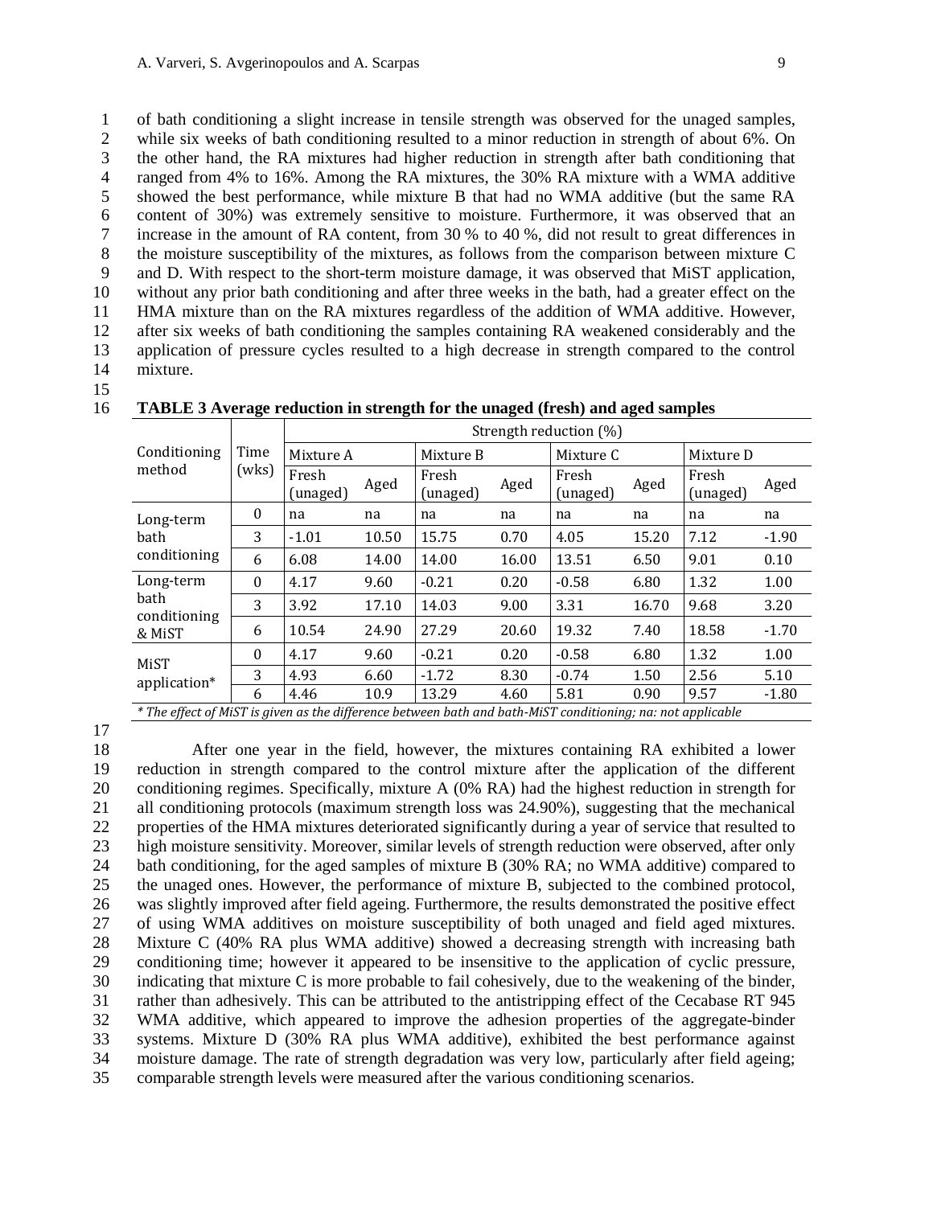of bath conditioning a slight increase in tensile strength was observed for the unaged samples, while six weeks of bath conditioning resulted to a minor reduction in strength of about 6%. On the other hand, the RA mixtures had higher reduction in strength after bath conditioning that ranged from 4% to 16%. Among the RA mixtures, the 30% RA mixture with a WMA additive showed the best performance, while mixture B that had no WMA additive (but the same RA content of 30%) was extremely sensitive to moisture. Furthermore, it was observed that an increase in the amount of RA content, from 30 % to 40 %, did not result to great differences in the moisture susceptibility of the mixtures, as follows from the comparison between mixture C and D. With respect to the short-term moisture damage, it was observed that MiST application, without any prior bath conditioning and after three weeks in the bath, had a greater effect on the HMA mixture than on the RA mixtures regardless of the addition of WMA additive. However, after six weeks of bath conditioning the samples containing RA weakened considerably and the application of pressure cycles resulted to a high decrease in strength compared to the control mixture.

**TABLE 3 Average reduction in strength for the unaged (fresh) and aged samples**

| Conditioning method | Time (wks) | Strength reduction (%) | | | | | | | |
|---|---|---|---|---|---|---|---|---|---|
| | | Mixture A | | Mixture B | | Mixture C | | Mixture D | |
| | | Fresh (unaged) | Aged | Fresh (unaged) | Aged | Fresh (unaged) | Aged | Fresh (unaged) | Aged |
| Long-term bath conditioning | 0 | na | na | na | na | na | na | na | na |
| | 3 | -1.01 | 10.50 | 15.75 | 0.70 | 4.05 | 15.20 | 7.12 | -1.90 |
| | 6 | 6.08 | 14.00 | 14.00 | 16.00 | 13.51 | 6.50 | 9.01 | 0.10 |
| Long-term bath conditioning & MiST | 0 | 4.17 | 9.60 | -0.21 | 0.20 | -0.58 | 6.80 | 1.32 | 1.00 |
| | 3 | 3.92 | 17.10 | 14.03 | 9.00 | 3.31 | 16.70 | 9.68 | 3.20 |
| | 6 | 10.54 | 24.90 | 27.29 | 20.60 | 19.32 | 7.40 | 18.58 | -1.70 |
| MiST application* | 0 | 4.17 | 9.60 | -0.21 | 0.20 | -0.58 | 6.80 | 1.32 | 1.00 |
| | 3 | 4.93 | 6.60 | -1.72 | 8.30 | -0.74 | 1.50 | 2.56 | 5.10 |
| | 6 | 4.46 | 10.9 | 13.29 | 4.60 | 5.81 | 0.90 | 9.57 | -1.80 |

*\* The effect of MiST is given as the difference between bath and bath-MiST conditioning; na: not applicable*

After one year in the field, however, the mixtures containing RA exhibited a lower reduction in strength compared to the control mixture after the application of the different conditioning regimes. Specifically, mixture A (0% RA) had the highest reduction in strength for all conditioning protocols (maximum strength loss was 24.90%), suggesting that the mechanical properties of the HMA mixtures deteriorated significantly during a year of service that resulted to high moisture sensitivity. Moreover, similar levels of strength reduction were observed, after only bath conditioning, for the aged samples of mixture B (30% RA; no WMA additive) compared to the unaged ones. However, the performance of mixture B, subjected to the combined protocol, was slightly improved after field ageing. Furthermore, the results demonstrated the positive effect of using WMA additives on moisture susceptibility of both unaged and field aged mixtures. Mixture C (40% RA plus WMA additive) showed a decreasing strength with increasing bath conditioning time; however it appeared to be insensitive to the application of cyclic pressure, indicating that mixture C is more probable to fail cohesively, due to the weakening of the binder, rather than adhesively. This can be attributed to the antistripping effect of the Cecabase RT 945 WMA additive, which appeared to improve the adhesion properties of the aggregate-binder systems. Mixture D (30% RA plus WMA additive), exhibited the best performance against moisture damage. The rate of strength degradation was very low, particularly after field ageing; comparable strength levels were measured after the various conditioning scenarios.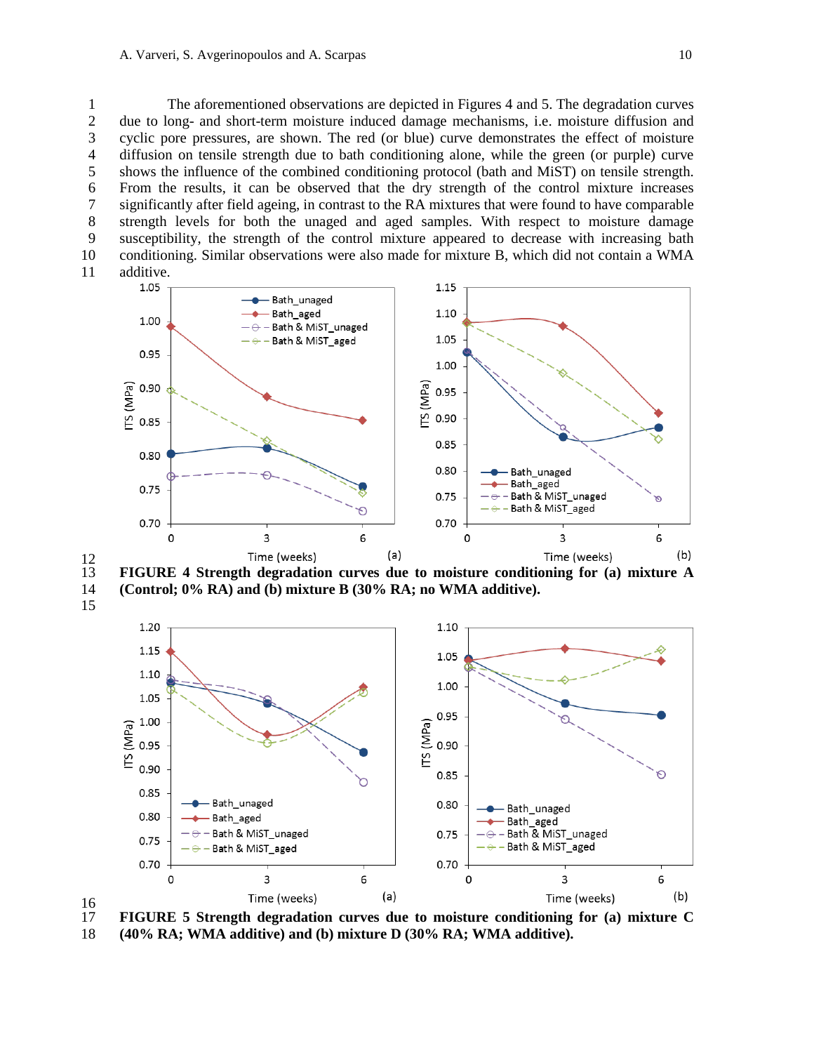The aforementioned observations are depicted in Figures 4 and 5. The degradation curves due to long- and short-term moisture induced damage mechanisms, i.e. moisture diffusion and cyclic pore pressures, are shown. The red (or blue) curve demonstrates the effect of moisture diffusion on tensile strength due to bath conditioning alone, while the green (or purple) curve shows the influence of the combined conditioning protocol (bath and MiST) on tensile strength. From the results, it can be observed that the dry strength of the control mixture increases significantly after field ageing, in contrast to the RA mixtures that were found to have comparable strength levels for both the unaged and aged samples. With respect to moisture damage susceptibility, the strength of the control mixture appeared to decrease with increasing bath conditioning. Similar observations were also made for mixture B, which did not contain a WMA additive.

**FIGURE 4 Strength degradation curves due to moisture conditioning for (a) mixture A (Control; 0% RA) and (b) mixture B (30% RA; no WMA additive).**

**FIGURE 5 Strength degradation curves due to moisture conditioning for (a) mixture C (40% RA; WMA additive) and (b) mixture D (30% RA; WMA additive).**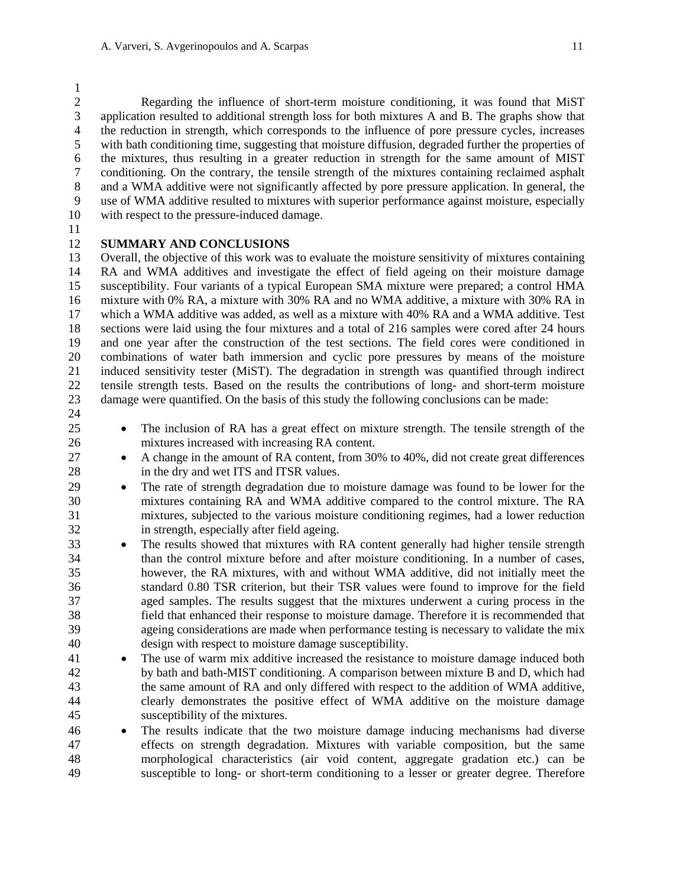Regarding the influence of short-term moisture conditioning, it was found that MiST application resulted to additional strength loss for both mixtures A and B. The graphs show that the reduction in strength, which corresponds to the influence of pore pressure cycles, increases with bath conditioning time, suggesting that moisture diffusion, degraded further the properties of the mixtures, thus resulting in a greater reduction in strength for the same amount of MIST conditioning. On the contrary, the tensile strength of the mixtures containing reclaimed asphalt and a WMA additive were not significantly affected by pore pressure application. In general, the use of WMA additive resulted to mixtures with superior performance against moisture, especially with respect to the pressure-induced damage.

## SUMMARY AND CONCLUSIONS

Overall, the objective of this work was to evaluate the moisture sensitivity of mixtures containing RA and WMA additives and investigate the effect of field ageing on their moisture damage susceptibility. Four variants of a typical European SMA mixture were prepared; a control HMA mixture with 0% RA, a mixture with 30% RA and no WMA additive, a mixture with 30% RA in which a WMA additive was added, as well as a mixture with 40% RA and a WMA additive. Test sections were laid using the four mixtures and a total of 216 samples were cored after 24 hours and one year after the construction of the test sections. The field cores were conditioned in combinations of water bath immersion and cyclic pore pressures by means of the moisture induced sensitivity tester (MiST). The degradation in strength was quantified through indirect tensile strength tests. Based on the results the contributions of long- and short-term moisture damage were quantified. On the basis of this study the following conclusions can be made:

- The inclusion of RA has a great effect on mixture strength. The tensile strength of the mixtures increased with increasing RA content.
- A change in the amount of RA content, from 30% to 40%, did not create great differences in the dry and wet ITS and ITSR values.
- The rate of strength degradation due to moisture damage was found to be lower for the mixtures containing RA and WMA additive compared to the control mixture. The RA mixtures, subjected to the various moisture conditioning regimes, had a lower reduction in strength, especially after field ageing.
- The results showed that mixtures with RA content generally had higher tensile strength than the control mixture before and after moisture conditioning. In a number of cases, however, the RA mixtures, with and without WMA additive, did not initially meet the standard 0.80 TSR criterion, but their TSR values were found to improve for the field aged samples. The results suggest that the mixtures underwent a curing process in the field that enhanced their response to moisture damage. Therefore it is recommended that ageing considerations are made when performance testing is necessary to validate the mix design with respect to moisture damage susceptibility.
- The use of warm mix additive increased the resistance to moisture damage induced both by bath and bath-MIST conditioning. A comparison between mixture B and D, which had the same amount of RA and only differed with respect to the addition of WMA additive, clearly demonstrates the positive effect of WMA additive on the moisture damage susceptibility of the mixtures.
- The results indicate that the two moisture damage inducing mechanisms had diverse effects on strength degradation. Mixtures with variable composition, but the same morphological characteristics (air void content, aggregate gradation etc.) can be susceptible to long- or short-term conditioning to a lesser or greater degree. Therefore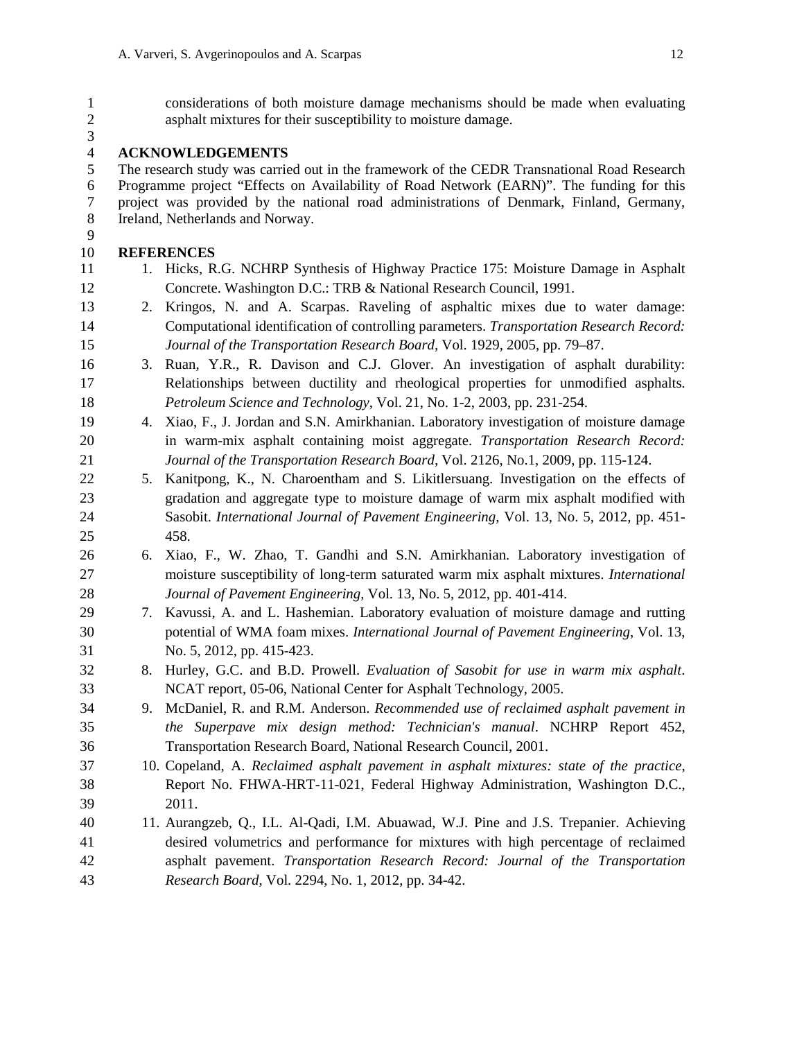considerations of both moisture damage mechanisms should be made when evaluating asphalt mixtures for their susceptibility to moisture damage.

## ACKNOWLEDGEMENTS

The research study was carried out in the framework of the CEDR Transnational Road Research Programme project "Effects on Availability of Road Network (EARN)". The funding for this project was provided by the national road administrations of Denmark, Finland, Germany, Ireland, Netherlands and Norway.

## REFERENCES

1. Hicks, R.G. NCHRP Synthesis of Highway Practice 175: Moisture Damage in Asphalt Concrete. Washington D.C.: TRB & National Research Council, 1991.
2. Kringos, N. and A. Scarpas. Raveling of asphaltic mixes due to water damage: Computational identification of controlling parameters. *Transportation Research Record: Journal of the Transportation Research Board*, Vol. 1929, 2005, pp. 79–87.
3. Ruan, Y.R., R. Davison and C.J. Glover. An investigation of asphalt durability: Relationships between ductility and rheological properties for unmodified asphalts. *Petroleum Science and Technology*, Vol. 21, No. 1-2, 2003, pp. 231-254.
4. Xiao, F., J. Jordan and S.N. Amirkhanian. Laboratory investigation of moisture damage in warm-mix asphalt containing moist aggregate. *Transportation Research Record: Journal of the Transportation Research Board*, Vol. 2126, No.1, 2009, pp. 115-124.
5. Kanitpong, K., N. Charoentham and S. Likitlersuang. Investigation on the effects of gradation and aggregate type to moisture damage of warm mix asphalt modified with Sasobit. *International Journal of Pavement Engineering*, Vol. 13, No. 5, 2012, pp. 451-458.
6. Xiao, F., W. Zhao, T. Gandhi and S.N. Amirkhanian. Laboratory investigation of moisture susceptibility of long-term saturated warm mix asphalt mixtures. *International Journal of Pavement Engineering*, Vol. 13, No. 5, 2012, pp. 401-414.
7. Kavussi, A. and L. Hashemian. Laboratory evaluation of moisture damage and rutting potential of WMA foam mixes. *International Journal of Pavement Engineering*, Vol. 13, No. 5, 2012, pp. 415-423.
8. Hurley, G.C. and B.D. Prowell. *Evaluation of Sasobit for use in warm mix asphalt*. NCAT report, 05-06, National Center for Asphalt Technology, 2005.
9. McDaniel, R. and R.M. Anderson. *Recommended use of reclaimed asphalt pavement in the Superpave mix design method: Technician's manual*. NCHRP Report 452, Transportation Research Board, National Research Council, 2001.
10. Copeland, A. *Reclaimed asphalt pavement in asphalt mixtures: state of the practice*, Report No. FHWA-HRT-11-021, Federal Highway Administration, Washington D.C., 2011.
11. Aurangzeb, Q., I.L. Al-Qadi, I.M. Abuawad, W.J. Pine and J.S. Trepanier. Achieving desired volumetrics and performance for mixtures with high percentage of reclaimed asphalt pavement. *Transportation Research Record: Journal of the Transportation Research Board*, Vol. 2294, No. 1, 2012, pp. 34-42.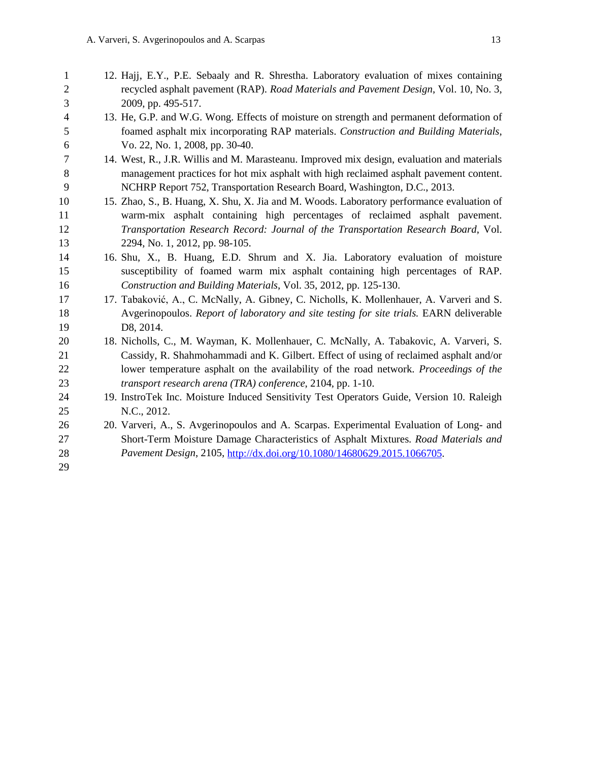12. Hajj, E.Y., P.E. Sebaaly and R. Shrestha. Laboratory evaluation of mixes containing recycled asphalt pavement (RAP). *Road Materials and Pavement Design*, Vol. 10, No. 3, 2009, pp. 495-517.
13. He, G.P. and W.G. Wong. Effects of moisture on strength and permanent deformation of foamed asphalt mix incorporating RAP materials. *Construction and Building Materials*, Vo. 22, No. 1, 2008, pp. 30-40.
14. West, R., J.R. Willis and M. Marasteanu. Improved mix design, evaluation and materials management practices for hot mix asphalt with high reclaimed asphalt pavement content. NCHRP Report 752, Transportation Research Board, Washington, D.C., 2013.
15. Zhao, S., B. Huang, X. Shu, X. Jia and M. Woods. Laboratory performance evaluation of warm-mix asphalt containing high percentages of reclaimed asphalt pavement. *Transportation Research Record: Journal of the Transportation Research Board*, Vol. 2294, No. 1, 2012, pp. 98-105.
16. Shu, X., B. Huang, E.D. Shrum and X. Jia. Laboratory evaluation of moisture susceptibility of foamed warm mix asphalt containing high percentages of RAP. *Construction and Building Materials*, Vol. 35, 2012, pp. 125-130.
17. Tabaković, A., C. McNally, A. Gibney, C. Nicholls, K. Mollenhauer, A. Varveri and S. Avgerinopoulos. *Report of laboratory and site testing for site trials.* EARN deliverable D8, 2014.
18. Nicholls, C., M. Wayman, K. Mollenhauer, C. McNally, A. Tabakovic, A. Varveri, S. Cassidy, R. Shahmohammadi and K. Gilbert. Effect of using of reclaimed asphalt and/or lower temperature asphalt on the availability of the road network. *Proceedings of the transport research arena (TRA) conference*, 2104, pp. 1-10.
19. InstroTek Inc. Moisture Induced Sensitivity Test Operators Guide, Version 10. Raleigh N.C., 2012.
20. Varveri, A., S. Avgerinopoulos and A. Scarpas. Experimental Evaluation of Long- and Short-Term Moisture Damage Characteristics of Asphalt Mixtures. *Road Materials and Pavement Design*, 2105, http://dx.doi.org/10.1080/14680629.2015.1066705.